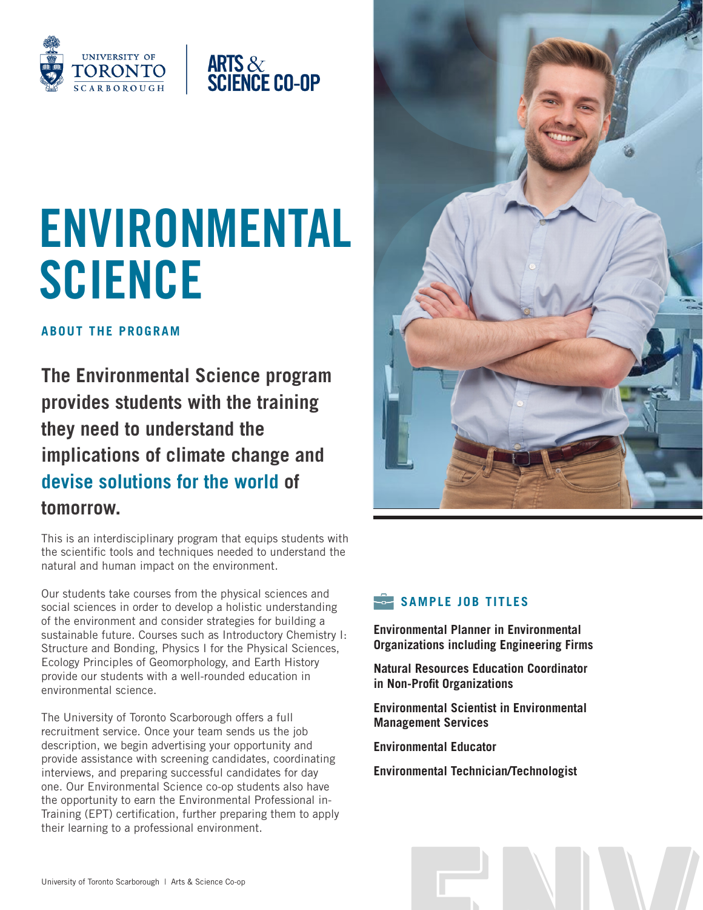UNIVERSITY OF TORONTO SCARBOROUGH

ARTS & SCIENCE CO-OP

# ENVIRONMENTAL SCIENCE

## ABOUT THE PROGRAM

**The Environmental Science program provides students with the training they need to understand the implications of climate change and devise solutions for the world of tomorrow.**

This is an interdisciplinary program that equips students with the scientific tools and techniques needed to understand the natural and human impact on the environment.

Our students take courses from the physical sciences and social sciences in order to develop a holistic understanding of the environment and consider strategies for building a sustainable future. Courses such as Introductory Chemistry I: Structure and Bonding, Physics I for the Physical Sciences, Ecology Principles of Geomorphology, and Earth History provide our students with a well-rounded education in environmental science.

The University of Toronto Scarborough offers a full recruitment service. Once your team sends us the job description, we begin advertising your opportunity and provide assistance with screening candidates, coordinating interviews, and preparing successful candidates for day one. Our Environmental Science co-op students also have the opportunity to earn the Environmental Professional in-Training (EPT) certification, further preparing them to apply their learning to a professional environment.

## SAMPLE JOB TITLES

**Environmental Planner in Environmental Organizations including Engineering Firms**

**Natural Resources Education Coordinator in Non-Profit Organizations**

**Environmental Scientist in Environmental Management Services**

**Environmental Educator**

**Environmental Technician/Technologist**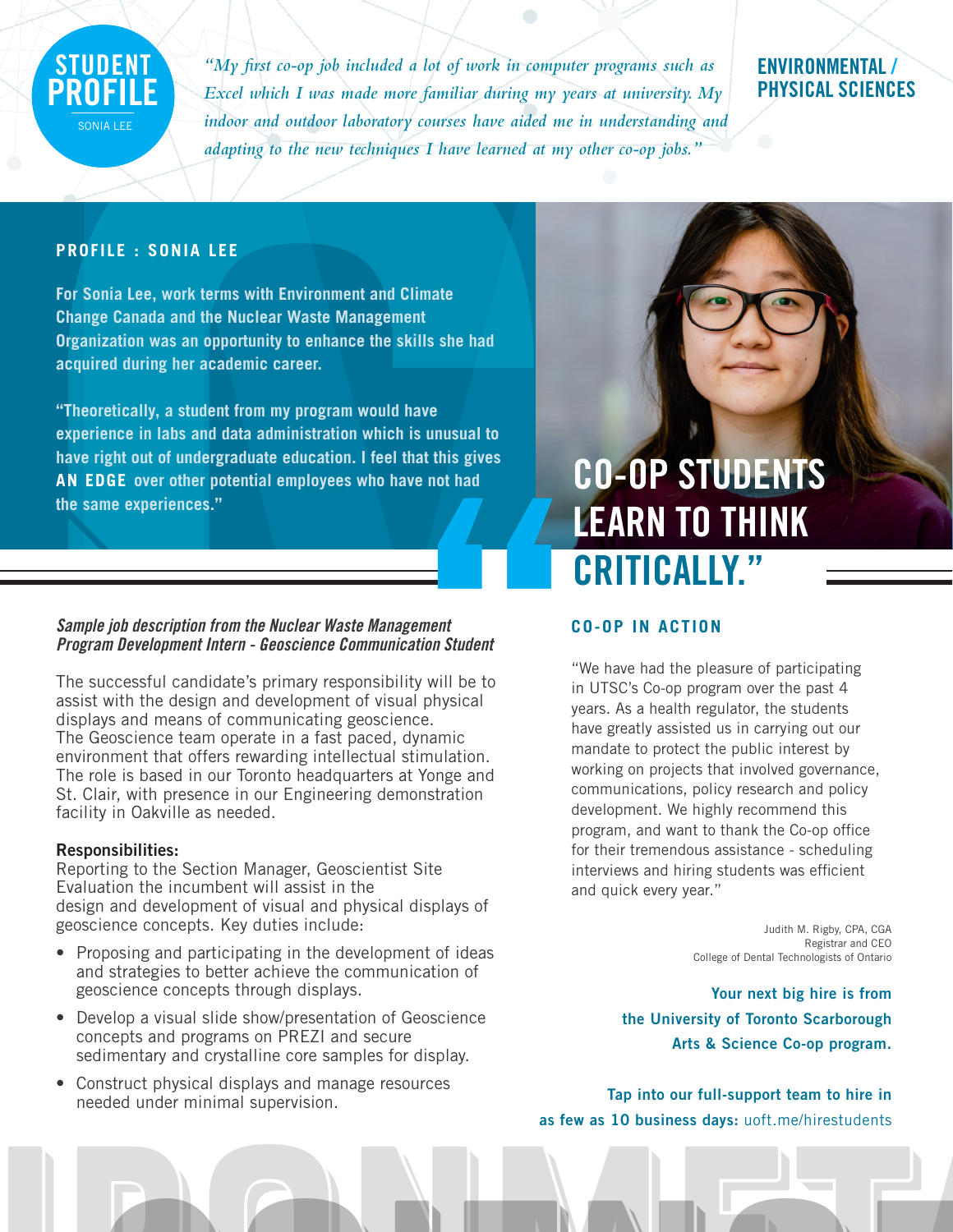**STUDENT PROFILE**
SONIA LEE

*"My first co-op job included a lot of work in computer programs such as Excel which I was made more familiar during my years at university. My indoor and outdoor laboratory courses have aided me in understanding and adapting to the new techniques I have learned at my other co-op jobs."*

**ENVIRONMENTAL / PHYSICAL SCIENCES**

## PROFILE : SONIA LEE

**For Sonia Lee, work terms with Environment and Climate Change Canada and the Nuclear Waste Management Organization was an opportunity to enhance the skills she had acquired during her academic career.**

**"Theoretically, a student from my program would have experience in labs and data administration which is unusual to have right out of undergraduate education. I feel that this gives AN EDGE over other potential employees who have not had the same experiences."**

# "CO-OP STUDENTS LEARN TO THINK CRITICALLY."

***Sample job description from the Nuclear Waste Management Program Development Intern - Geoscience Communication Student***

The successful candidate's primary responsibility will be to assist with the design and development of visual physical displays and means of communicating geoscience. The Geoscience team operate in a fast paced, dynamic environment that offers rewarding intellectual stimulation. The role is based in our Toronto headquarters at Yonge and St. Clair, with presence in our Engineering demonstration facility in Oakville as needed.

**Responsibilities:**
Reporting to the Section Manager, Geoscientist Site Evaluation the incumbent will assist in the design and development of visual and physical displays of geoscience concepts. Key duties include:

- Proposing and participating in the development of ideas and strategies to better achieve the communication of geoscience concepts through displays.
- Develop a visual slide show/presentation of Geoscience concepts and programs on PREZI and secure sedimentary and crystalline core samples for display.
- Construct physical displays and manage resources needed under minimal supervision.

## CO-OP IN ACTION

"We have had the pleasure of participating in UTSC's Co-op program over the past 4 years. As a health regulator, the students have greatly assisted us in carrying out our mandate to protect the public interest by working on projects that involved governance, communications, policy research and policy development. We highly recommend this program, and want to thank the Co-op office for their tremendous assistance - scheduling interviews and hiring students was efficient and quick every year."

Judith M. Rigby, CPA, CGA
Registrar and CEO
College of Dental Technologists of Ontario

**Your next big hire is from the University of Toronto Scarborough Arts & Science Co-op program.**

**Tap into our full-support team to hire in as few as 10 business days:** uoft.me/hirestudents